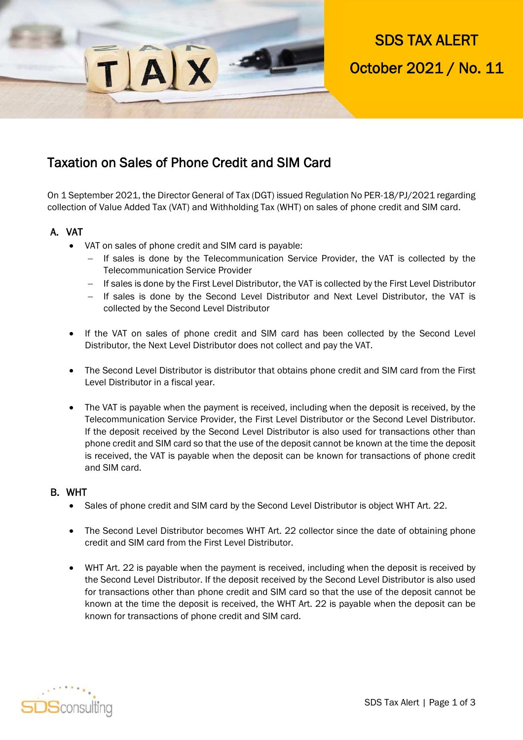# SDS TAX ALERT

## October 2021 / No. 11

## Taxation on Sales of Phone Credit and SIM Card

On 1 September 2021, the Director General of Tax (DGT) issued Regulation No PER-18/PJ/2021 regarding collection of Value Added Tax (VAT) and Withholding Tax (WHT) on sales of phone credit and SIM card.

### A. VAT

- VAT on sales of phone credit and SIM card is payable:
  - If sales is done by the Telecommunication Service Provider, the VAT is collected by the Telecommunication Service Provider
  - If sales is done by the First Level Distributor, the VAT is collected by the First Level Distributor
  - If sales is done by the Second Level Distributor and Next Level Distributor, the VAT is collected by the Second Level Distributor

- If the VAT on sales of phone credit and SIM card has been collected by the Second Level Distributor, the Next Level Distributor does not collect and pay the VAT.

- The Second Level Distributor is distributor that obtains phone credit and SIM card from the First Level Distributor in a fiscal year.

- The VAT is payable when the payment is received, including when the deposit is received, by the Telecommunication Service Provider, the First Level Distributor or the Second Level Distributor. If the deposit received by the Second Level Distributor is also used for transactions other than phone credit and SIM card so that the use of the deposit cannot be known at the time the deposit is received, the VAT is payable when the deposit can be known for transactions of phone credit and SIM card.

### B. WHT

- Sales of phone credit and SIM card by the Second Level Distributor is object WHT Art. 22.

- The Second Level Distributor becomes WHT Art. 22 collector since the date of obtaining phone credit and SIM card from the First Level Distributor.

- WHT Art. 22 is payable when the payment is received, including when the deposit is received by the Second Level Distributor. If the deposit received by the Second Level Distributor is also used for transactions other than phone credit and SIM card so that the use of the deposit cannot be known at the time the deposit is received, the WHT Art. 22 is payable when the deposit can be known for transactions of phone credit and SIM card.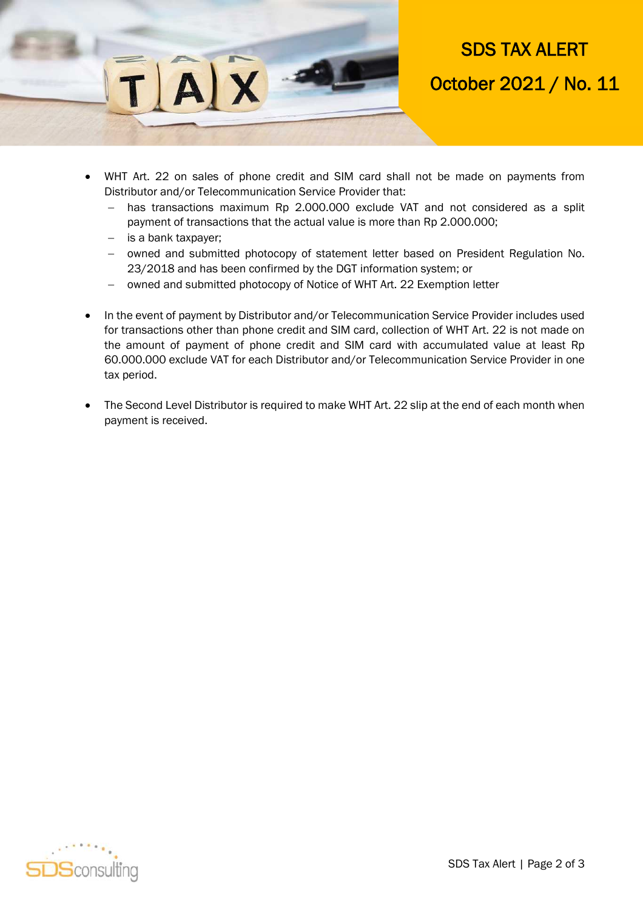- WHT Art. 22 on sales of phone credit and SIM card shall not be made on payments from Distributor and/or Telecommunication Service Provider that:
  - has transactions maximum Rp 2.000.000 exclude VAT and not considered as a split payment of transactions that the actual value is more than Rp 2.000.000;
  - is a bank taxpayer;
  - owned and submitted photocopy of statement letter based on President Regulation No. 23/2018 and has been confirmed by the DGT information system; or
  - owned and submitted photocopy of Notice of WHT Art. 22 Exemption letter

- In the event of payment by Distributor and/or Telecommunication Service Provider includes used for transactions other than phone credit and SIM card, collection of WHT Art. 22 is not made on the amount of payment of phone credit and SIM card with accumulated value at least Rp 60.000.000 exclude VAT for each Distributor and/or Telecommunication Service Provider in one tax period.

- The Second Level Distributor is required to make WHT Art. 22 slip at the end of each month when payment is received.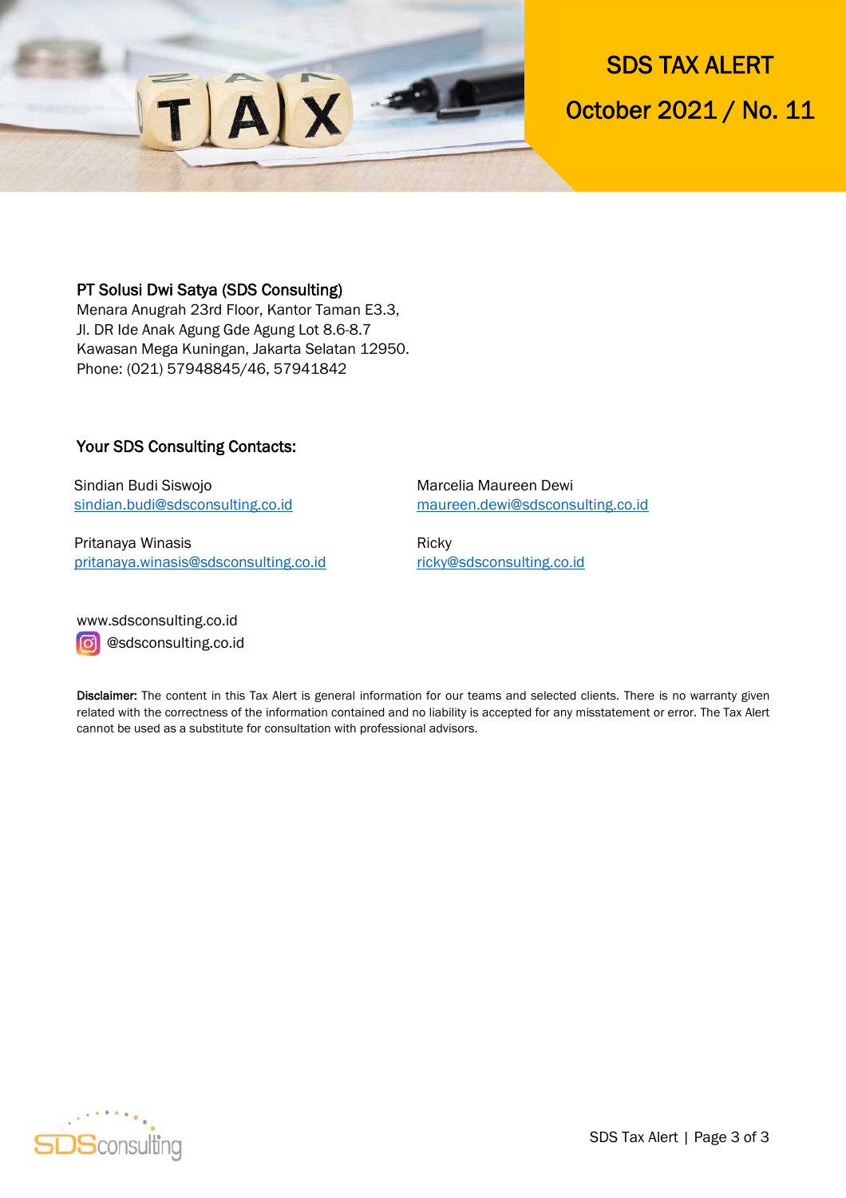SDS TAX ALERT

October 2021 / No. 11

**PT Solusi Dwi Satya (SDS Consulting)**
Menara Anugrah 23rd Floor, Kantor Taman E3.3,
Jl. DR Ide Anak Agung Gde Agung Lot 8.6-8.7
Kawasan Mega Kuningan, Jakarta Selatan 12950.
Phone: (021) 57948845/46, 57941842

**Your SDS Consulting Contacts:**

Sindian Budi Siswojo
sindian.budi@sdsconsulting.co.id

Marcelia Maureen Dewi
maureen.dewi@sdsconsulting.co.id

Pritanaya Winasis
pritanaya.winasis@sdsconsulting.co.id

Ricky
ricky@sdsconsulting.co.id

www.sdsconsulting.co.id
@sdsconsulting.co.id

**Disclaimer:** The content in this Tax Alert is general information for our teams and selected clients. There is no warranty given related with the correctness of the information contained and no liability is accepted for any misstatement or error. The Tax Alert cannot be used as a substitute for consultation with professional advisors.